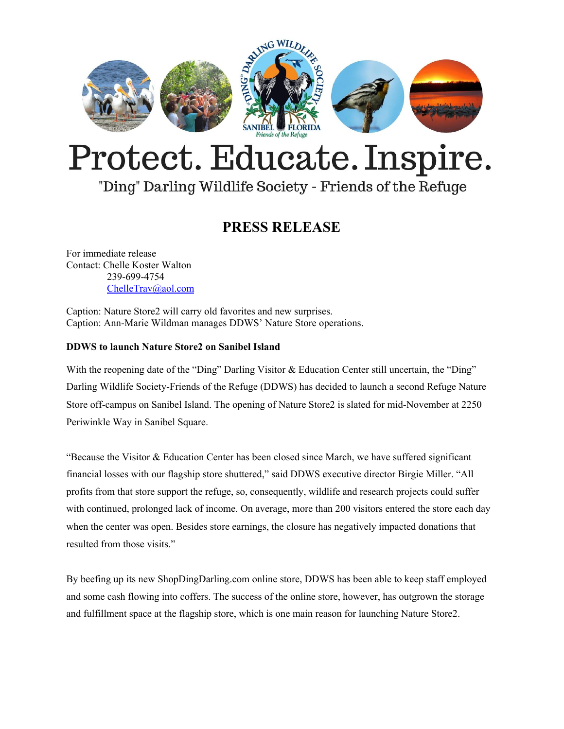# Protect. Educate. Inspire.

"Ding" Darling Wildlife Society - Friends of the Refuge

## PRESS RELEASE

For immediate release
Contact: Chelle Koster Walton
239-699-4754
ChelleTrav@aol.com

Caption: Nature Store2 will carry old favorites and new surprises.
Caption: Ann-Marie Wildman manages DDWS' Nature Store operations.

**DDWS to launch Nature Store2 on Sanibel Island**

With the reopening date of the "Ding" Darling Visitor & Education Center still uncertain, the "Ding" Darling Wildlife Society-Friends of the Refuge (DDWS) has decided to launch a second Refuge Nature Store off-campus on Sanibel Island. The opening of Nature Store2 is slated for mid-November at 2250 Periwinkle Way in Sanibel Square.

"Because the Visitor & Education Center has been closed since March, we have suffered significant financial losses with our flagship store shuttered," said DDWS executive director Birgie Miller. "All profits from that store support the refuge, so, consequently, wildlife and research projects could suffer with continued, prolonged lack of income. On average, more than 200 visitors entered the store each day when the center was open. Besides store earnings, the closure has negatively impacted donations that resulted from those visits."

By beefing up its new ShopDingDarling.com online store, DDWS has been able to keep staff employed and some cash flowing into coffers. The success of the online store, however, has outgrown the storage and fulfillment space at the flagship store, which is one main reason for launching Nature Store2.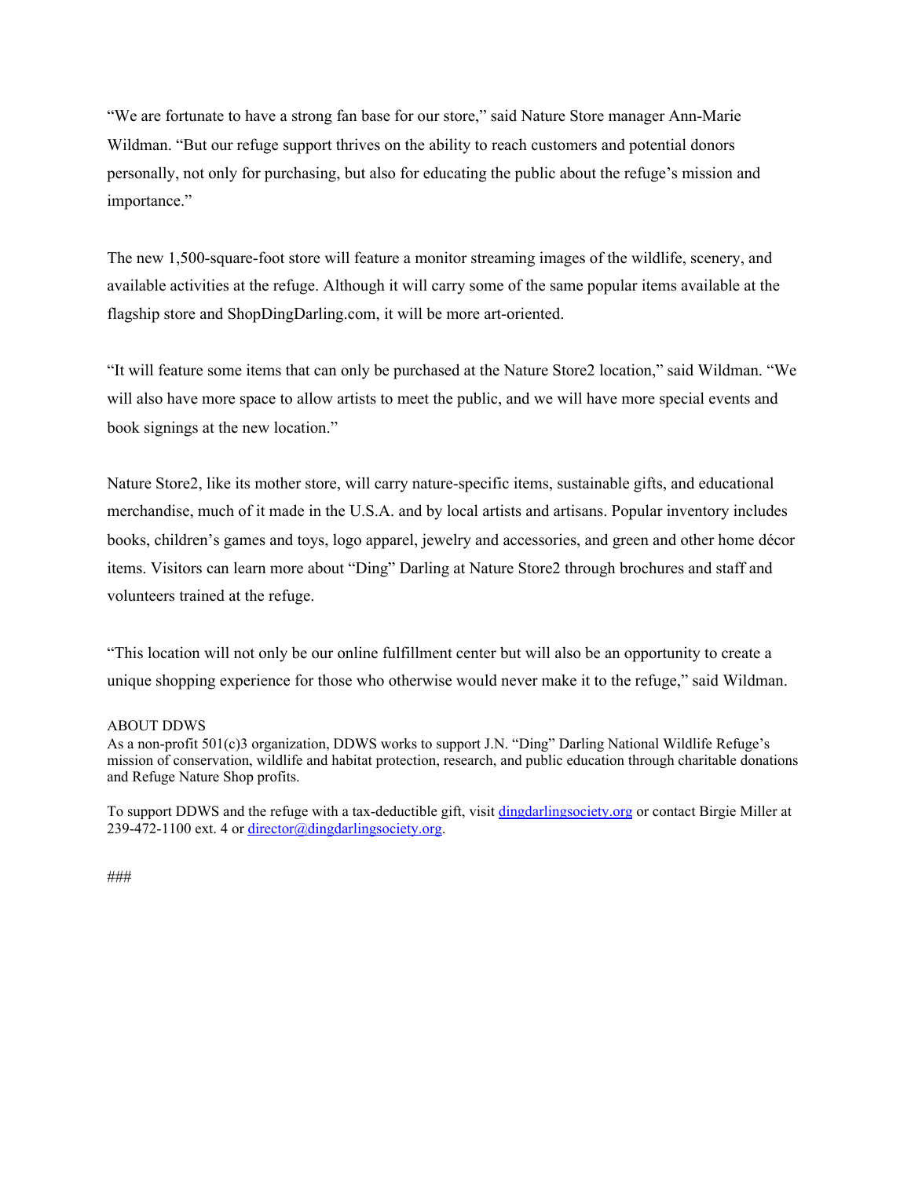"We are fortunate to have a strong fan base for our store," said Nature Store manager Ann-Marie Wildman. "But our refuge support thrives on the ability to reach customers and potential donors personally, not only for purchasing, but also for educating the public about the refuge's mission and importance."

The new 1,500-square-foot store will feature a monitor streaming images of the wildlife, scenery, and available activities at the refuge. Although it will carry some of the same popular items available at the flagship store and ShopDingDarling.com, it will be more art-oriented.

"It will feature some items that can only be purchased at the Nature Store2 location," said Wildman. "We will also have more space to allow artists to meet the public, and we will have more special events and book signings at the new location."

Nature Store2, like its mother store, will carry nature-specific items, sustainable gifts, and educational merchandise, much of it made in the U.S.A. and by local artists and artisans. Popular inventory includes books, children's games and toys, logo apparel, jewelry and accessories, and green and other home décor items. Visitors can learn more about "Ding" Darling at Nature Store2 through brochures and staff and volunteers trained at the refuge.

"This location will not only be our online fulfillment center but will also be an opportunity to create a unique shopping experience for those who otherwise would never make it to the refuge," said Wildman.

ABOUT DDWS

As a non-profit 501(c)3 organization, DDWS works to support J.N. "Ding" Darling National Wildlife Refuge's mission of conservation, wildlife and habitat protection, research, and public education through charitable donations and Refuge Nature Shop profits.

To support DDWS and the refuge with a tax-deductible gift, visit dingdarlingsociety.org or contact Birgie Miller at 239-472-1100 ext. 4 or director@dingdarlingsociety.org.

###